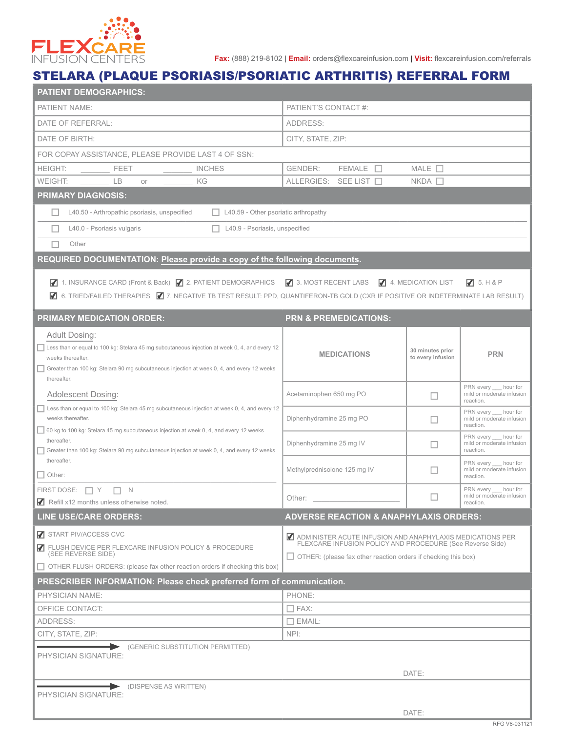FLEXCARE INFUSION CENTERS

**Fax:** (888) 219-8102 | **Email:** orders@flexcareinfusion.com | **Visit:** flexcareinfusion.com/referrals

# STELARA (PLAQUE PSORIASIS/PSORIATIC ARTHRITIS) REFERRAL FORM

## PATIENT DEMOGRAPHICS:

| | |
|---|---|
| PATIENT NAME: | PATIENT'S CONTACT #: |
| DATE OF REFERRAL: | ADDRESS: |
| DATE OF BIRTH: | CITY, STATE, ZIP: |
| FOR COPAY ASSISTANCE, PLEASE PROVIDE LAST 4 OF SSN: | |
| HEIGHT: _______ FEET _______ INCHES | GENDER: FEMALE ☐ MALE ☐ |
| WEIGHT: _______ LB or _______ KG | ALLERGIES: SEE LIST ☐ NKDA ☐ |

## PRIMARY DIAGNOSIS:

- ☐ L40.50 - Arthropathic psoriasis, unspecified
- ☐ L40.59 - Other psoriatic arthropathy
- ☐ L40.0 - Psoriasis vulgaris
- ☐ L40.9 - Psoriasis, unspecified
- ☐ Other

## REQUIRED DOCUMENTATION: Please provide a copy of the following documents.

- ☑ 1. INSURANCE CARD (Front & Back)
- ☑ 2. PATIENT DEMOGRAPHICS
- ☑ 3. MOST RECENT LABS
- ☑ 4. MEDICATION LIST
- ☑ 5. H & P
- ☑ 6. TRIED/FAILED THERAPIES
- ☑ 7. NEGATIVE TB TEST RESULT: PPD, QUANTIFERON-TB GOLD (CXR IF POSITIVE OR INDETERMINATE LAB RESULT)

## PRIMARY MEDICATION ORDER:

**Adult Dosing:**

- ☐ Less than or equal to 100 kg: Stelara 45 mg subcutaneous injection at week 0, 4, and every 12 weeks thereafter.
- ☐ Greater than 100 kg: Stelara 90 mg subcutaneous injection at week 0, 4, and every 12 weeks thereafter.

**Adolescent Dosing:**

- ☐ Less than or equal to 100 kg: Stelara 45 mg subcutaneous injection at week 0, 4, and every 12 weeks thereafter.
- ☐ 60 kg to 100 kg: Stelara 45 mg subcutaneous injection at week 0, 4, and every 12 weeks thereafter.
- ☐ Greater than 100 kg: Stelara 90 mg subcutaneous injection at week 0, 4, and every 12 weeks thereafter.
- ☐ Other: ____________________

FIRST DOSE: ☐ Y ☐ N

☑ Refill x12 months unless otherwise noted.

## PRN & PREMEDICATIONS:

| MEDICATIONS | 30 minutes prior to every infusion | PRN |
|---|---|---|
| Acetaminophen 650 mg PO | ☐ | PRN every ___ hour for mild or moderate infusion reaction. |
| Diphenhydramine 25 mg PO | ☐ | PRN every ___ hour for mild or moderate infusion reaction. |
| Diphenhydramine 25 mg IV | ☐ | PRN every ___ hour for mild or moderate infusion reaction. |
| Methylprednisolone 125 mg IV | ☐ | PRN every ___ hour for mild or moderate infusion reaction. |
| Other: ____________________ | ☐ | PRN every ___ hour for mild or moderate infusion reaction. |

## LINE USE/CARE ORDERS:

- ☑ START PIV/ACCESS CVC
- ☑ FLUSH DEVICE PER FLEXCARE INFUSION POLICY & PROCEDURE (SEE REVERSE SIDE)
- ☐ OTHER FLUSH ORDERS: (please fax other reaction orders if checking this box)

## ADVERSE REACTION & ANAPHYLAXIS ORDERS:

- ☑ ADMINISTER ACUTE INFUSION AND ANAPHYLAXIS MEDICATIONS PER FLEXCARE INFUSION POLICY AND PROCEDURE (See Reverse Side)
- ☐ OTHER: (please fax other reaction orders if checking this box)

## PRESCRIBER INFORMATION: Please check preferred form of communication.

| | |
|---|---|
| PHYSICIAN NAME: | PHONE: |
| OFFICE CONTACT: | ☐ FAX: |
| ADDRESS: | ☐ EMAIL: |
| CITY, STATE, ZIP: | NPI: |

(GENERIC SUBSTITUTION PERMITTED)

PHYSICIAN SIGNATURE: ______________________ DATE: __________

(DISPENSE AS WRITTEN)

PHYSICIAN SIGNATURE: ______________________ DATE: __________

RFG V8-031121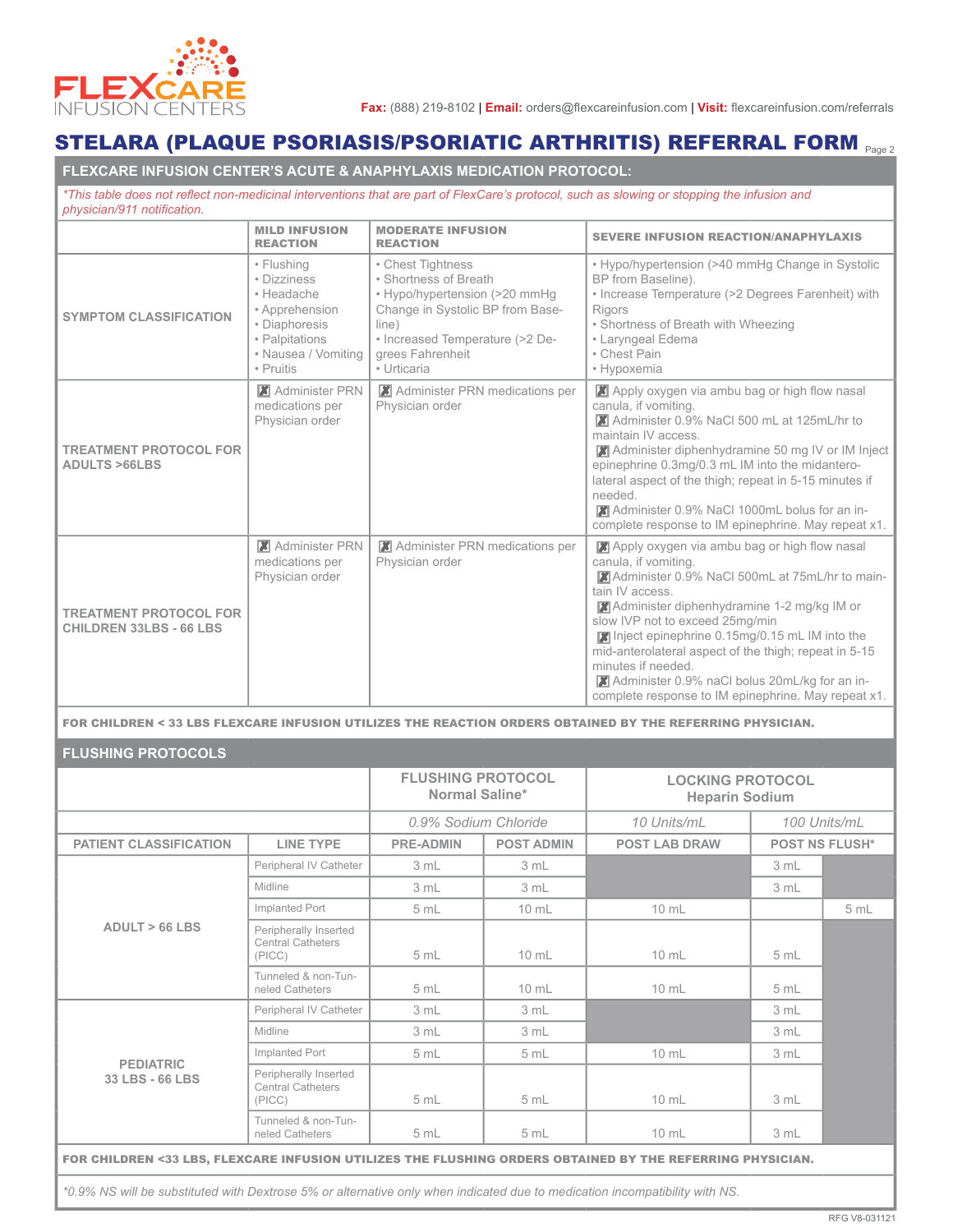**Fax:** (888) 219-8102 | **Email:** orders@flexcareinfusion.com | **Visit:** flexcareinfusion.com/referrals

# STELARA (PLAQUE PSORIASIS/PSORIATIC ARTHRITIS) REFERRAL FORM

## FLEXCARE INFUSION CENTER'S ACUTE & ANAPHYLAXIS MEDICATION PROTOCOL:

*\*This table does not reflect non-medicinal interventions that are part of FlexCare's protocol, such as slowing or stopping the infusion and physician/911 notification.*

| | MILD INFUSION REACTION | MODERATE INFUSION REACTION | SEVERE INFUSION REACTION/ANAPHYLAXIS |
|---|---|---|---|
| **SYMPTOM CLASSIFICATION** | • Flushing<br>• Dizziness<br>• Headache<br>• Apprehension<br>• Diaphoresis<br>• Palpitations<br>• Nausea / Vomiting<br>• Pruitis | • Chest Tightness<br>• Shortness of Breath<br>• Hypo/hypertension (>20 mmHg Change in Systolic BP from Base-line)<br>• Increased Temperature (>2 Degrees Fahrenheit)<br>• Urticaria | • Hypo/hypertension (>40 mmHg Change in Systolic BP from Baseline).<br>• Increase Temperature (>2 Degrees Farenheit) with Rigors<br>• Shortness of Breath with Wheezing<br>• Laryngeal Edema<br>• Chest Pain<br>• Hypoxemia |
| **TREATMENT PROTOCOL FOR ADULTS >66LBS** | ☒ Administer PRN medications per Physician order | ☒ Administer PRN medications per Physician order | ☒ Apply oxygen via ambu bag or high flow nasal canula, if vomiting.<br>☒ Administer 0.9% NaCl 500 mL at 125mL/hr to maintain IV access.<br>☒ Administer diphenhydramine 50 mg IV or IM Inject epinephrine 0.3mg/0.3 mL IM into the midantero-lateral aspect of the thigh; repeat in 5-15 minutes if needed.<br>☒ Administer 0.9% NaCl 1000mL bolus for an in-complete response to IM epinephrine. May repeat x1. |
| **TREATMENT PROTOCOL FOR CHILDREN 33LBS - 66 LBS** | ☒ Administer PRN medications per Physician order | ☒ Administer PRN medications per Physician order | ☒ Apply oxygen via ambu bag or high flow nasal canula, if vomiting.<br>☒ Administer 0.9% NaCl 500mL at 75mL/hr to main-tain IV access.<br>☒ Administer diphenhydramine 1-2 mg/kg IM or slow IVP not to exceed 25mg/min<br>☒ Inject epinephrine 0.15mg/0.15 mL IM into the mid-anterolateral aspect of the thigh; repeat in 5-15 minutes if needed.<br>☒ Administer 0.9% naCl bolus 20mL/kg for an in-complete response to IM epinephrine. May repeat x1. |

**FOR CHILDREN < 33 LBS FLEXCARE INFUSION UTILIZES THE REACTION ORDERS OBTAINED BY THE REFERRING PHYSICIAN.**

## FLUSHING PROTOCOLS

| | | FLUSHING PROTOCOL Normal Saline* | | LOCKING PROTOCOL Heparin Sodium | | |
|---|---|---|---|---|---|---|
| | | *0.9% Sodium Chloride* | | *10 Units/mL* | *100 Units/mL* | |
| **PATIENT CLASSIFICATION** | **LINE TYPE** | **PRE-ADMIN** | **POST ADMIN** | **POST LAB DRAW** | **POST NS FLUSH*** | |
| **ADULT > 66 LBS** | Peripheral IV Catheter | 3 mL | 3 mL | | 3 mL | |
| | Midline | 3 mL | 3 mL | | 3 mL | |
| | Implanted Port | 5 mL | 10 mL | 10 mL | | 5 mL |
| | Peripherally Inserted Central Catheters (PICC) | 5 mL | 10 mL | 10 mL | 5 mL | |
| | Tunneled & non-Tunneled Catheters | 5 mL | 10 mL | 10 mL | 5 mL | |
| **PEDIATRIC 33 LBS - 66 LBS** | Peripheral IV Catheter | 3 mL | 3 mL | | 3 mL | |
| | Midline | 3 mL | 3 mL | | 3 mL | |
| | Implanted Port | 5 mL | 5 mL | 10 mL | 3 mL | |
| | Peripherally Inserted Central Catheters (PICC) | 5 mL | 5 mL | 10 mL | 3 mL | |
| | Tunneled & non-Tunneled Catheters | 5 mL | 5 mL | 10 mL | 3 mL | |

**FOR CHILDREN <33 LBS, FLEXCARE INFUSION UTILIZES THE FLUSHING ORDERS OBTAINED BY THE REFERRING PHYSICIAN.**

*\*0.9% NS will be substituted with Dextrose 5% or alternative only when indicated due to medication incompatibility with NS.*

RFG V8-031121